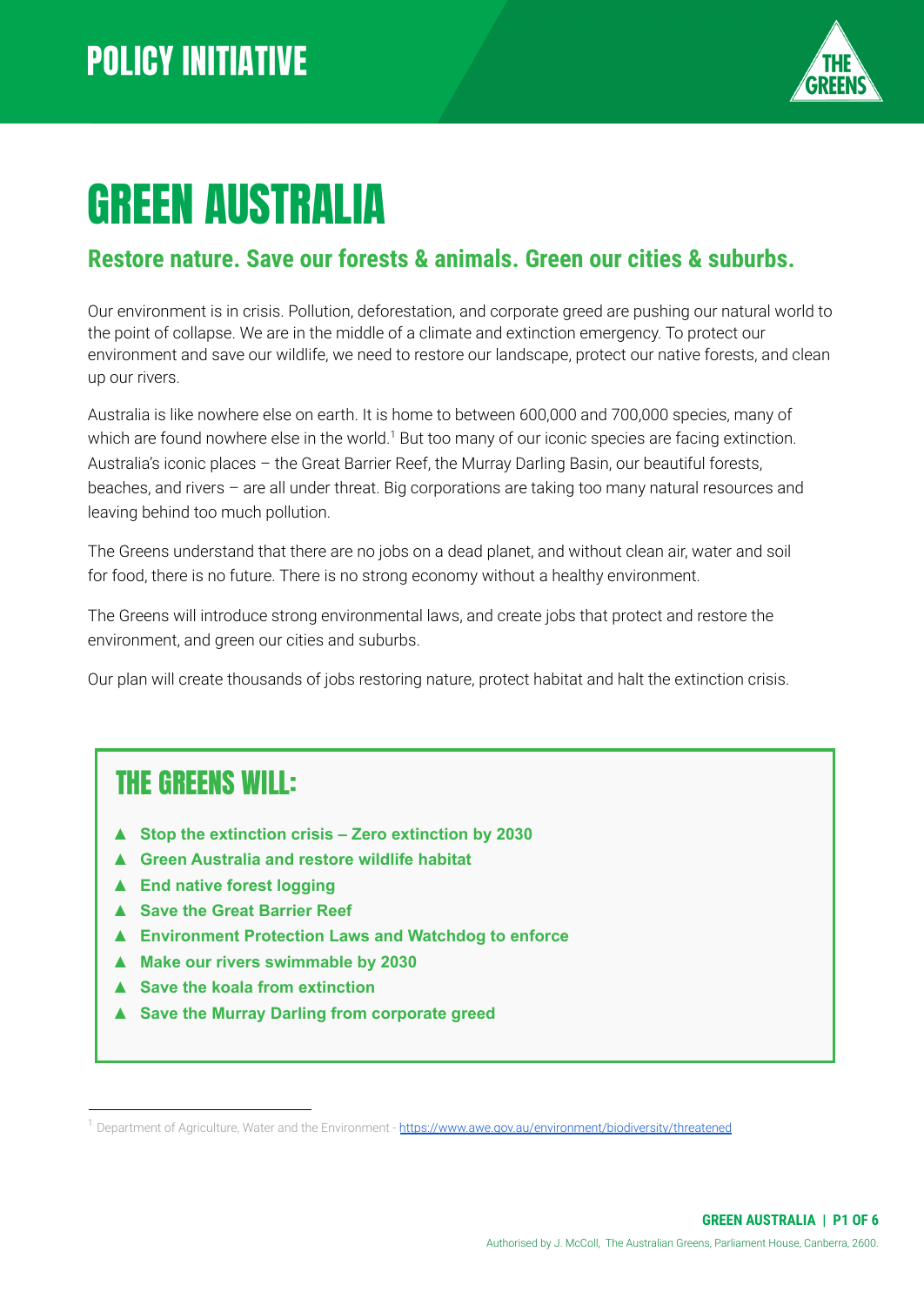POLICY INITIATIVE

# GREEN AUSTRALIA

## Restore nature. Save our forests & animals. Green our cities & suburbs.

Our environment is in crisis. Pollution, deforestation, and corporate greed are pushing our natural world to the point of collapse. We are in the middle of a climate and extinction emergency. To protect our environment and save our wildlife, we need to restore our landscape, protect our native forests, and clean up our rivers.

Australia is like nowhere else on earth. It is home to between 600,000 and 700,000 species, many of which are found nowhere else in the world.[1] But too many of our iconic species are facing extinction. Australia's iconic places – the Great Barrier Reef, the Murray Darling Basin, our beautiful forests, beaches, and rivers – are all under threat. Big corporations are taking too many natural resources and leaving behind too much pollution.

The Greens understand that there are no jobs on a dead planet, and without clean air, water and soil for food, there is no future. There is no strong economy without a healthy environment.

The Greens will introduce strong environmental laws, and create jobs that protect and restore the environment, and green our cities and suburbs.

Our plan will create thousands of jobs restoring nature, protect habitat and halt the extinction crisis.

### THE GREENS WILL:

- **Stop the extinction crisis – Zero extinction by 2030**
- **Green Australia and restore wildlife habitat**
- **End native forest logging**
- **Save the Great Barrier Reef**
- **Environment Protection Laws and Watchdog to enforce**
- **Make our rivers swimmable by 2030**
- **Save the koala from extinction**
- **Save the Murray Darling from corporate greed**

[1] Department of Agriculture, Water and the Environment - https://www.awe.gov.au/environment/biodiversity/threatened

Authorised by J. McColl, The Australian Greens, Parliament House, Canberra, 2600.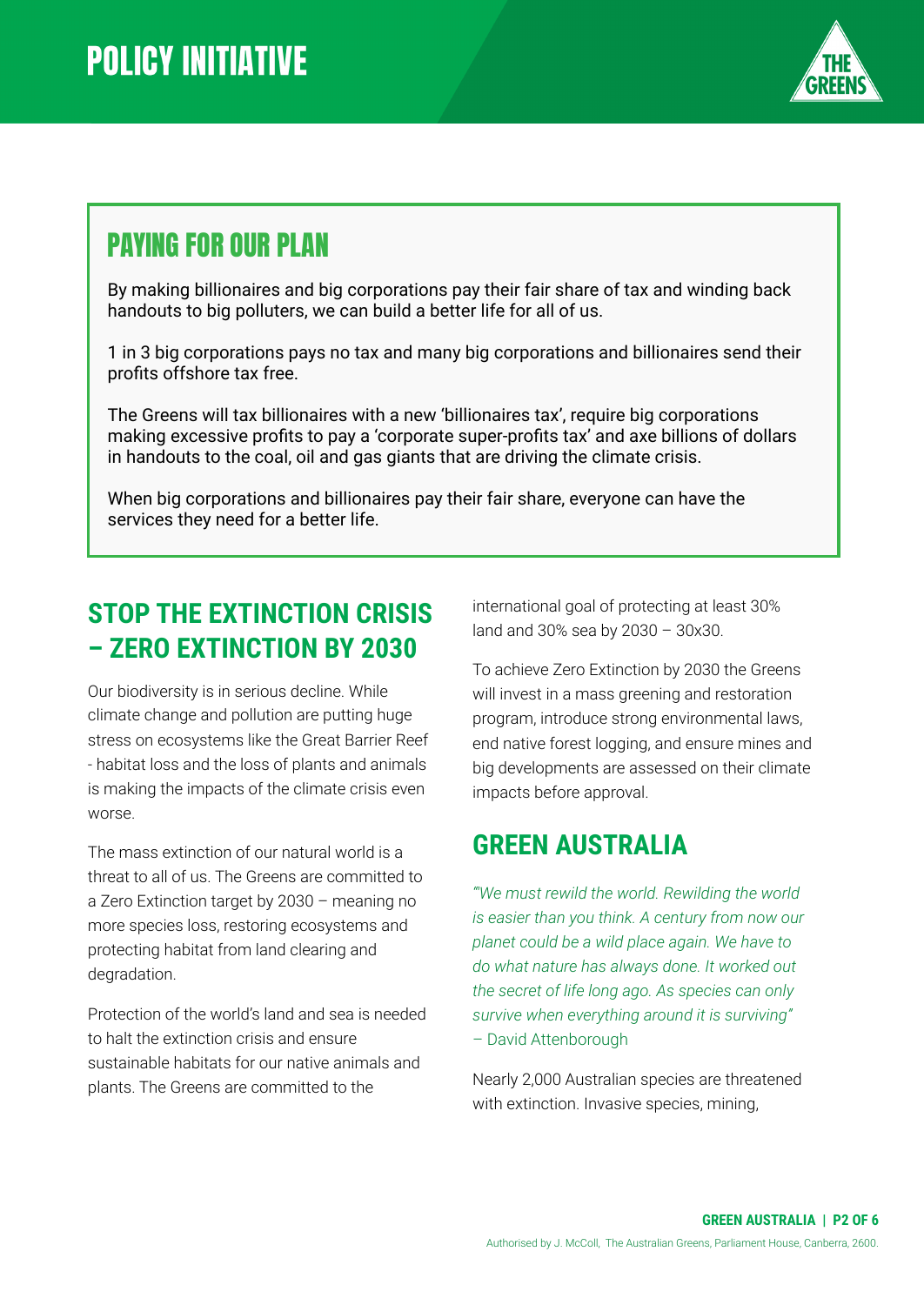# POLICY INITIATIVE

## PAYING FOR OUR PLAN

By making billionaires and big corporations pay their fair share of tax and winding back handouts to big polluters, we can build a better life for all of us.

1 in 3 big corporations pays no tax and many big corporations and billionaires send their profits offshore tax free.

The Greens will tax billionaires with a new 'billionaires tax', require big corporations making excessive profits to pay a 'corporate super-profits tax' and axe billions of dollars in handouts to the coal, oil and gas giants that are driving the climate crisis.

When big corporations and billionaires pay their fair share, everyone can have the services they need for a better life.

## STOP THE EXTINCTION CRISIS – ZERO EXTINCTION BY 2030

Our biodiversity is in serious decline. While climate change and pollution are putting huge stress on ecosystems like the Great Barrier Reef - habitat loss and the loss of plants and animals is making the impacts of the climate crisis even worse.

The mass extinction of our natural world is a threat to all of us. The Greens are committed to a Zero Extinction target by 2030 – meaning no more species loss, restoring ecosystems and protecting habitat from land clearing and degradation.

Protection of the world's land and sea is needed to halt the extinction crisis and ensure sustainable habitats for our native animals and plants. The Greens are committed to the international goal of protecting at least 30% land and 30% sea by 2030 – 30x30.

To achieve Zero Extinction by 2030 the Greens will invest in a mass greening and restoration program, introduce strong environmental laws, end native forest logging, and ensure mines and big developments are assessed on their climate impacts before approval.

## GREEN AUSTRALIA

*"We must rewild the world. Rewilding the world is easier than you think. A century from now our planet could be a wild place again. We have to do what nature has always done. It worked out the secret of life long ago. As species can only survive when everything around it is surviving"*
– David Attenborough

Nearly 2,000 Australian species are threatened with extinction. Invasive species, mining,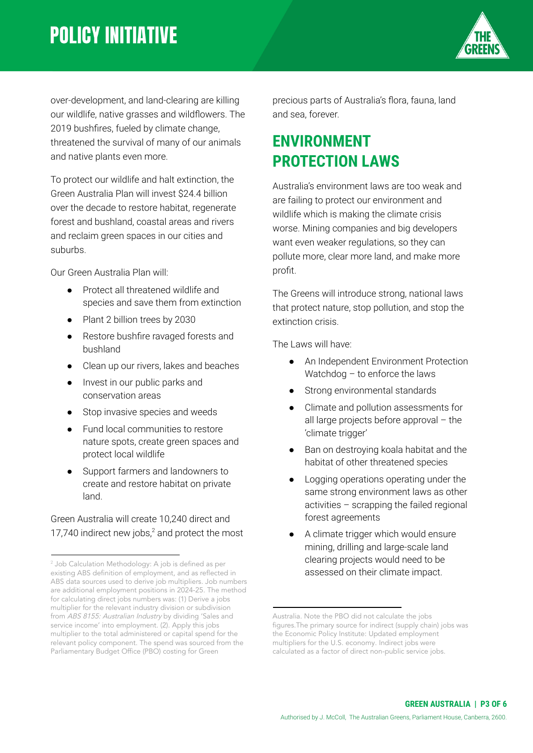over-development, and land-clearing are killing our wildlife, native grasses and wildflowers. The 2019 bushfires, fueled by climate change, threatened the survival of many of our animals and native plants even more.

To protect our wildlife and halt extinction, the Green Australia Plan will invest $24.4 billion over the decade to restore habitat, regenerate forest and bushland, coastal areas and rivers and reclaim green spaces in our cities and suburbs.

Our Green Australia Plan will:

- Protect all threatened wildlife and species and save them from extinction
- Plant 2 billion trees by 2030
- Restore bushfire ravaged forests and bushland
- Clean up our rivers, lakes and beaches
- Invest in our public parks and conservation areas
- Stop invasive species and weeds
- Fund local communities to restore nature spots, create green spaces and protect local wildlife
- Support farmers and landowners to create and restore habitat on private land.

Green Australia will create 10,240 direct and 17,740 indirect new jobs,[2] and protect the most precious parts of Australia's flora, fauna, land and sea, forever.

## ENVIRONMENT PROTECTION LAWS

Australia's environment laws are too weak and are failing to protect our environment and wildlife which is making the climate crisis worse. Mining companies and big developers want even weaker regulations, so they can pollute more, clear more land, and make more profit.

The Greens will introduce strong, national laws that protect nature, stop pollution, and stop the extinction crisis.

The Laws will have:

- An Independent Environment Protection Watchdog – to enforce the laws
- Strong environmental standards
- Climate and pollution assessments for all large projects before approval – the 'climate trigger'
- Ban on destroying koala habitat and the habitat of other threatened species
- Logging operations operating under the same strong environment laws as other activities – scrapping the failed regional forest agreements
- A climate trigger which would ensure mining, drilling and large-scale land clearing projects would need to be assessed on their climate impact.

---

[2] Job Calculation Methodology: A job is defined as per existing ABS definition of employment, and as reflected in ABS data sources used to derive job multipliers. Job numbers are additional employment positions in 2024-25. The method for calculating direct jobs numbers was: (1) Derive a jobs multiplier for the relevant industry division or subdivision from *ABS 8155: Australian Industry* by dividing 'Sales and service income' into employment. (2). Apply this jobs multiplier to the total administered or capital spend for the relevant policy component. The spend was sourced from the Parliamentary Budget Office (PBO) costing for Green Australia. Note the PBO did not calculate the jobs figures.The primary source for indirect (supply chain) jobs was the Economic Policy Institute: Updated employment multipliers for the U.S. economy. Indirect jobs were calculated as a factor of direct non-public service jobs.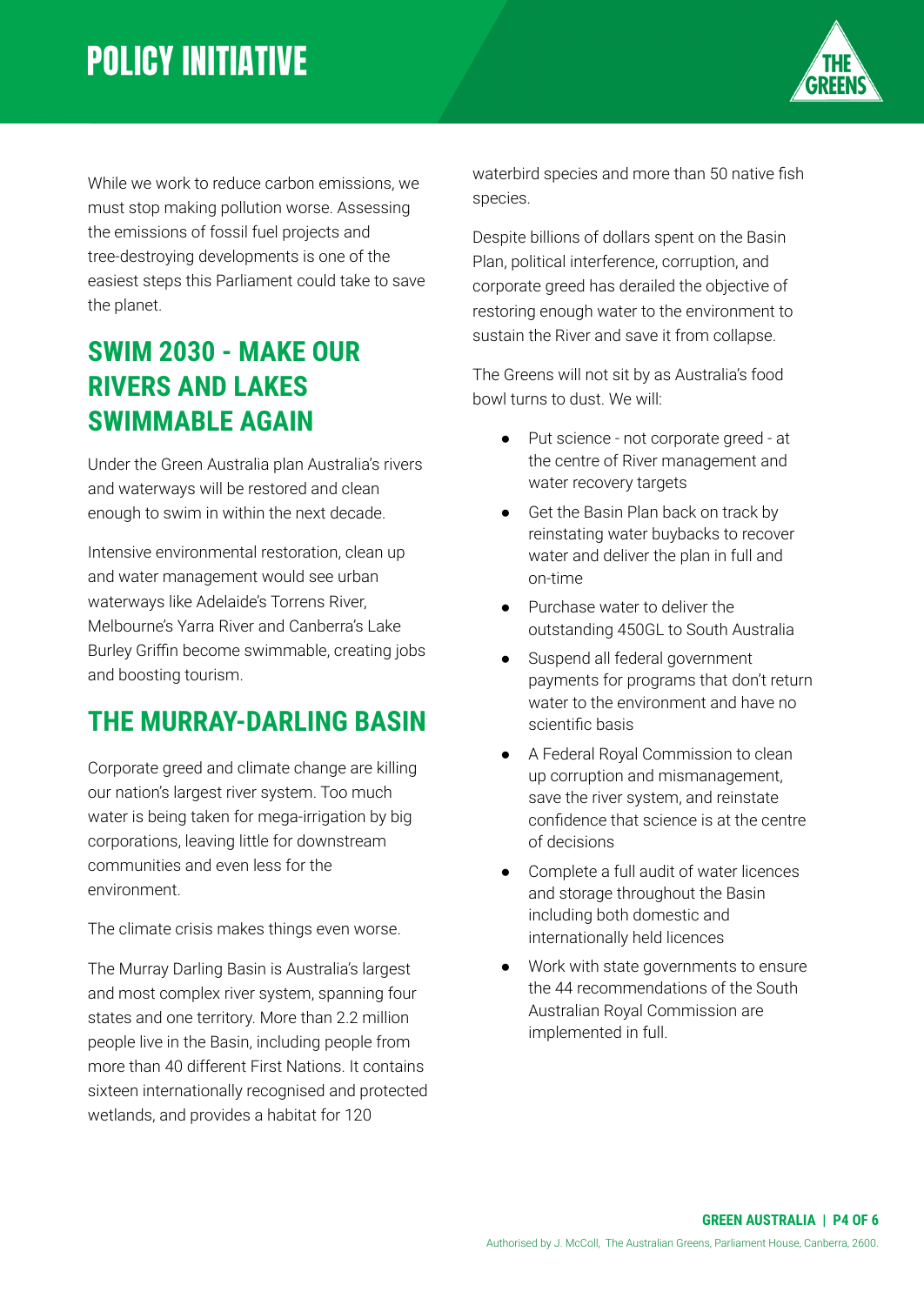While we work to reduce carbon emissions, we must stop making pollution worse. Assessing the emissions of fossil fuel projects and tree-destroying developments is one of the easiest steps this Parliament could take to save the planet.

## SWIM 2030 - MAKE OUR RIVERS AND LAKES SWIMMABLE AGAIN

Under the Green Australia plan Australia's rivers and waterways will be restored and clean enough to swim in within the next decade.

Intensive environmental restoration, clean up and water management would see urban waterways like Adelaide's Torrens River, Melbourne's Yarra River and Canberra's Lake Burley Griffin become swimmable, creating jobs and boosting tourism.

## THE MURRAY-DARLING BASIN

Corporate greed and climate change are killing our nation's largest river system. Too much water is being taken for mega-irrigation by big corporations, leaving little for downstream communities and even less for the environment.

The climate crisis makes things even worse.

The Murray Darling Basin is Australia's largest and most complex river system, spanning four states and one territory. More than 2.2 million people live in the Basin, including people from more than 40 different First Nations. It contains sixteen internationally recognised and protected wetlands, and provides a habitat for 120 waterbird species and more than 50 native fish species.

Despite billions of dollars spent on the Basin Plan, political interference, corruption, and corporate greed has derailed the objective of restoring enough water to the environment to sustain the River and save it from collapse.

The Greens will not sit by as Australia's food bowl turns to dust. We will:

- Put science - not corporate greed - at the centre of River management and water recovery targets
- Get the Basin Plan back on track by reinstating water buybacks to recover water and deliver the plan in full and on-time
- Purchase water to deliver the outstanding 450GL to South Australia
- Suspend all federal government payments for programs that don't return water to the environment and have no scientific basis
- A Federal Royal Commission to clean up corruption and mismanagement, save the river system, and reinstate confidence that science is at the centre of decisions
- Complete a full audit of water licences and storage throughout the Basin including both domestic and internationally held licences
- Work with state governments to ensure the 44 recommendations of the South Australian Royal Commission are implemented in full.

Authorised by J. McColl, The Australian Greens, Parliament House, Canberra, 2600.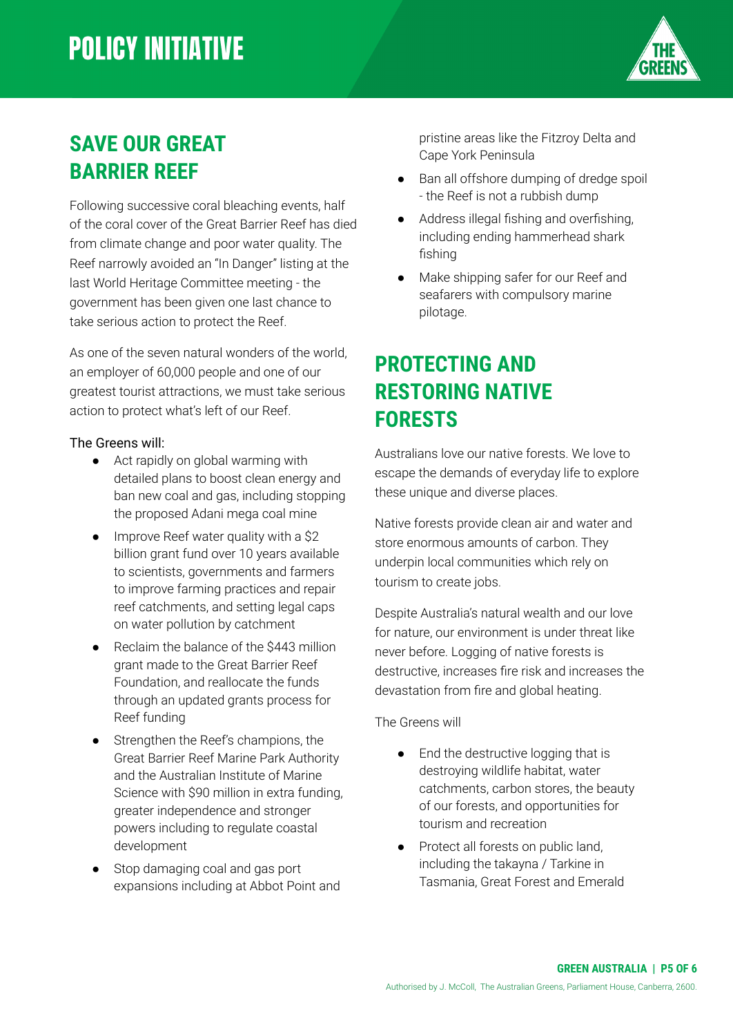# POLICY INITIATIVE

## SAVE OUR GREAT BARRIER REEF

Following successive coral bleaching events, half of the coral cover of the Great Barrier Reef has died from climate change and poor water quality. The Reef narrowly avoided an "In Danger" listing at the last World Heritage Committee meeting - the government has been given one last chance to take serious action to protect the Reef.

As one of the seven natural wonders of the world, an employer of 60,000 people and one of our greatest tourist attractions, we must take serious action to protect what's left of our Reef.

The Greens will:

- Act rapidly on global warming with detailed plans to boost clean energy and ban new coal and gas, including stopping the proposed Adani mega coal mine
- Improve Reef water quality with a $2 billion grant fund over 10 years available to scientists, governments and farmers to improve farming practices and repair reef catchments, and setting legal caps on water pollution by catchment
- Reclaim the balance of the $443 million grant made to the Great Barrier Reef Foundation, and reallocate the funds through an updated grants process for Reef funding
- Strengthen the Reef's champions, the Great Barrier Reef Marine Park Authority and the Australian Institute of Marine Science with $90 million in extra funding, greater independence and stronger powers including to regulate coastal development
- Stop damaging coal and gas port expansions including at Abbot Point and pristine areas like the Fitzroy Delta and Cape York Peninsula
- Ban all offshore dumping of dredge spoil - the Reef is not a rubbish dump
- Address illegal fishing and overfishing, including ending hammerhead shark fishing
- Make shipping safer for our Reef and seafarers with compulsory marine pilotage.

## PROTECTING AND RESTORING NATIVE FORESTS

Australians love our native forests. We love to escape the demands of everyday life to explore these unique and diverse places.

Native forests provide clean air and water and store enormous amounts of carbon. They underpin local communities which rely on tourism to create jobs.

Despite Australia's natural wealth and our love for nature, our environment is under threat like never before. Logging of native forests is destructive, increases fire risk and increases the devastation from fire and global heating.

The Greens will

- End the destructive logging that is destroying wildlife habitat, water catchments, carbon stores, the beauty of our forests, and opportunities for tourism and recreation
- Protect all forests on public land, including the takayna / Tarkine in Tasmania, Great Forest and Emerald

Authorised by J. McColl, The Australian Greens, Parliament House, Canberra, 2600.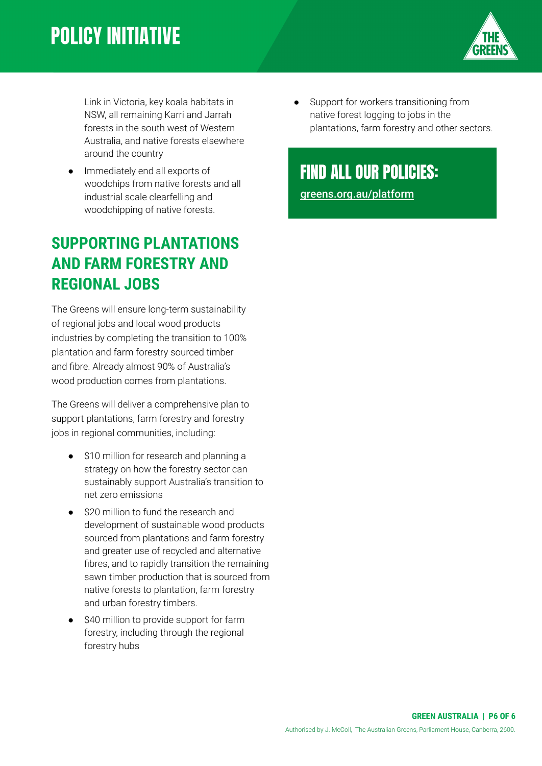Link in Victoria, key koala habitats in NSW, all remaining Karri and Jarrah forests in the south west of Western Australia, and native forests elsewhere around the country

- Immediately end all exports of woodchips from native forests and all industrial scale clearfelling and woodchipping of native forests.

## SUPPORTING PLANTATIONS AND FARM FORESTRY AND REGIONAL JOBS

The Greens will ensure long-term sustainability of regional jobs and local wood products industries by completing the transition to 100% plantation and farm forestry sourced timber and fibre. Already almost 90% of Australia's wood production comes from plantations.

The Greens will deliver a comprehensive plan to support plantations, farm forestry and forestry jobs in regional communities, including:

- $10 million for research and planning a strategy on how the forestry sector can sustainably support Australia's transition to net zero emissions
- $20 million to fund the research and development of sustainable wood products sourced from plantations and farm forestry and greater use of recycled and alternative fibres, and to rapidly transition the remaining sawn timber production that is sourced from native forests to plantation, farm forestry and urban forestry timbers.
- $40 million to provide support for farm forestry, including through the regional forestry hubs
- Support for workers transitioning from native forest logging to jobs in the plantations, farm forestry and other sectors.

## FIND ALL OUR POLICIES:

greens.org.au/platform

Authorised by J. McColl, The Australian Greens, Parliament House, Canberra, 2600.